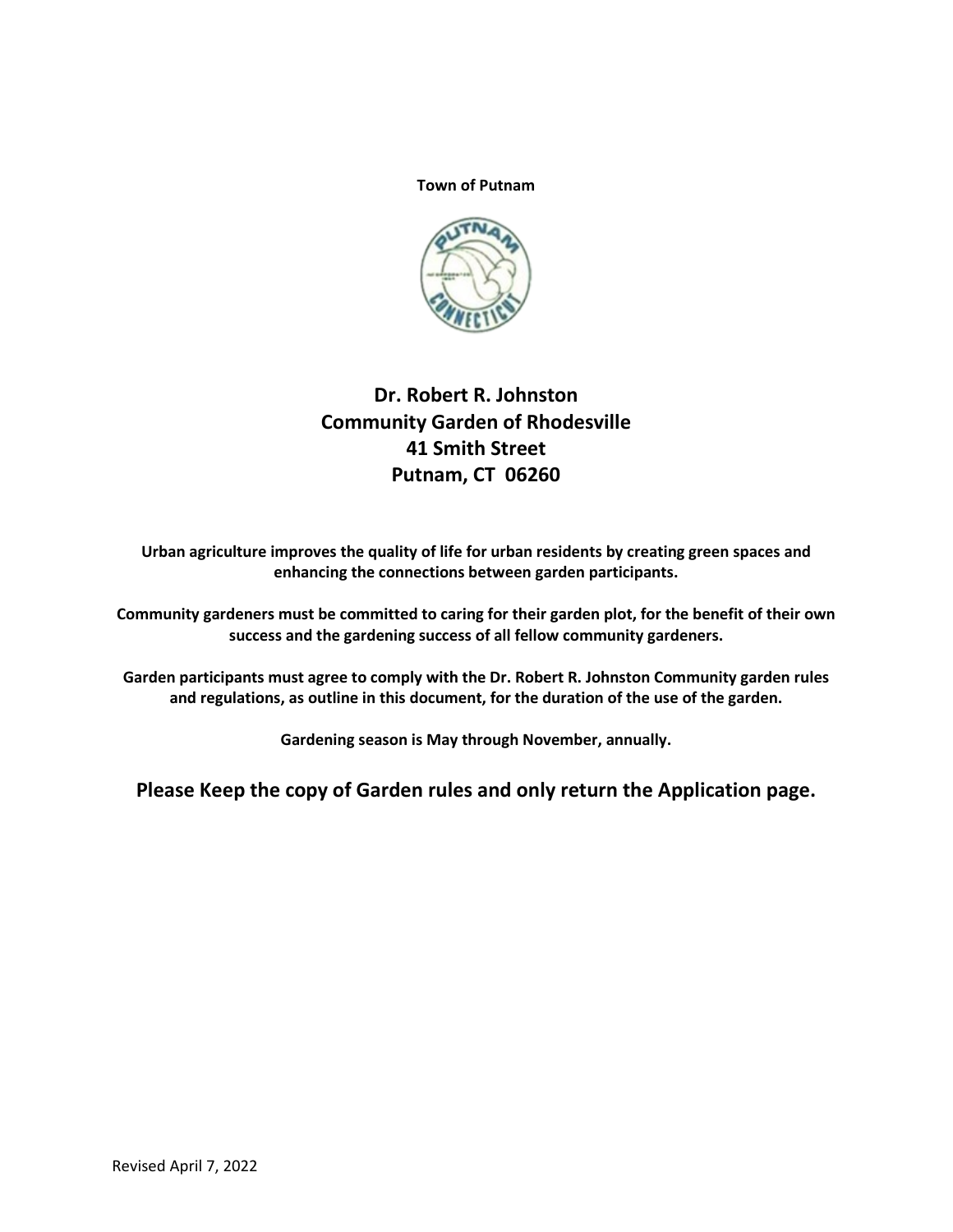**Town of Putnam**

# Dr. Robert R. Johnston
# Community Garden of Rhodesville
# 41 Smith Street
# Putnam, CT 06260

**Urban agriculture improves the quality of life for urban residents by creating green spaces and enhancing the connections between garden participants.**

**Community gardeners must be committed to caring for their garden plot, for the benefit of their own success and the gardening success of all fellow community gardeners.**

**Garden participants must agree to comply with the Dr. Robert R. Johnston Community garden rules and regulations, as outline in this document, for the duration of the use of the garden.**

**Gardening season is May through November, annually.**

## Please Keep the copy of Garden rules and only return the Application page.

Revised April 7, 2022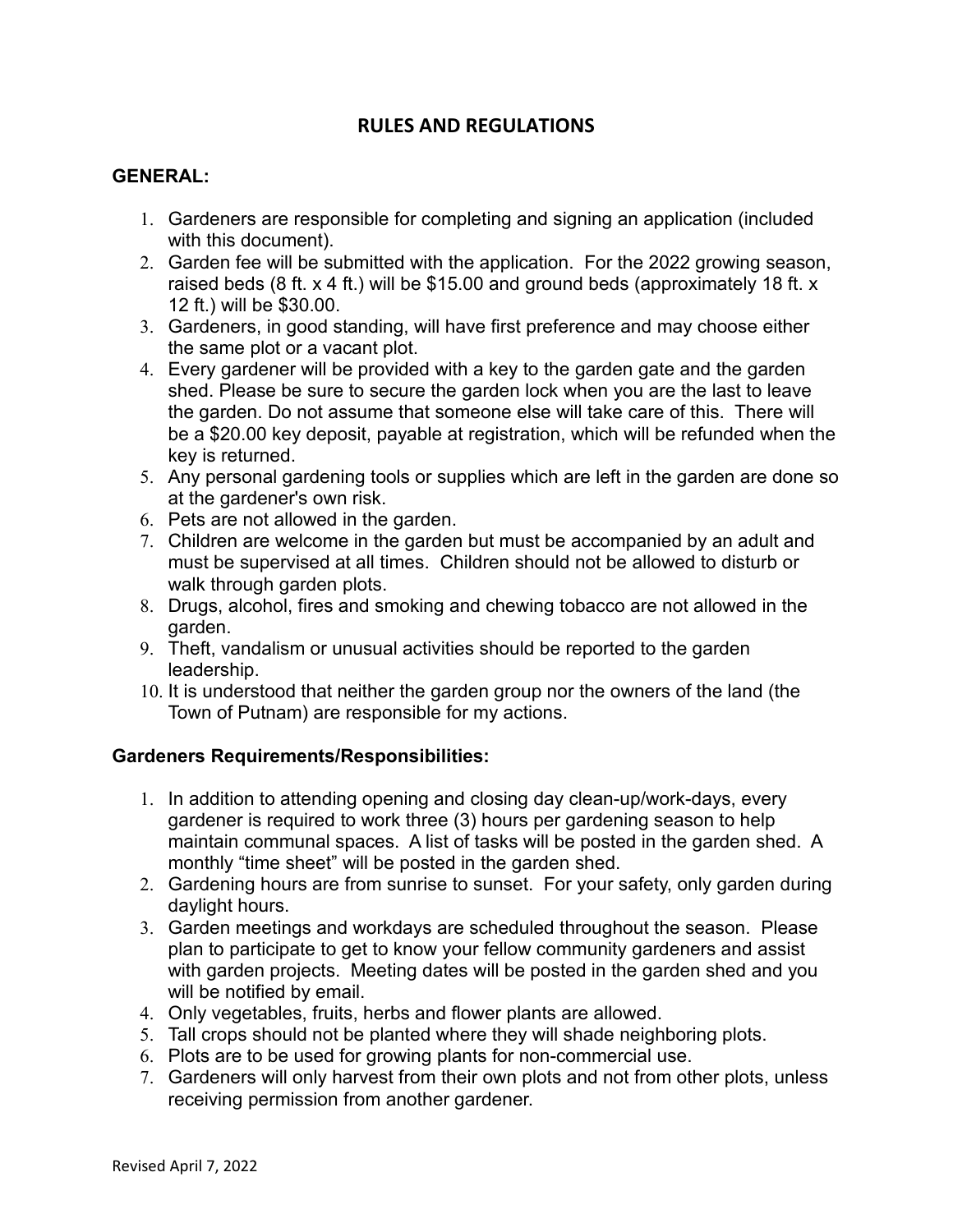# RULES AND REGULATIONS

## GENERAL:

1. Gardeners are responsible for completing and signing an application (included with this document).
2. Garden fee will be submitted with the application. For the 2022 growing season, raised beds (8 ft. x 4 ft.) will be $15.00 and ground beds (approximately 18 ft. x 12 ft.) will be $30.00.
3. Gardeners, in good standing, will have first preference and may choose either the same plot or a vacant plot.
4. Every gardener will be provided with a key to the garden gate and the garden shed. Please be sure to secure the garden lock when you are the last to leave the garden. Do not assume that someone else will take care of this. There will be a $20.00 key deposit, payable at registration, which will be refunded when the key is returned.
5. Any personal gardening tools or supplies which are left in the garden are done so at the gardener's own risk.
6. Pets are not allowed in the garden.
7. Children are welcome in the garden but must be accompanied by an adult and must be supervised at all times. Children should not be allowed to disturb or walk through garden plots.
8. Drugs, alcohol, fires and smoking and chewing tobacco are not allowed in the garden.
9. Theft, vandalism or unusual activities should be reported to the garden leadership.
10. It is understood that neither the garden group nor the owners of the land (the Town of Putnam) are responsible for my actions.

## Gardeners Requirements/Responsibilities:

1. In addition to attending opening and closing day clean-up/work-days, every gardener is required to work three (3) hours per gardening season to help maintain communal spaces. A list of tasks will be posted in the garden shed. A monthly "time sheet" will be posted in the garden shed.
2. Gardening hours are from sunrise to sunset. For your safety, only garden during daylight hours.
3. Garden meetings and workdays are scheduled throughout the season. Please plan to participate to get to know your fellow community gardeners and assist with garden projects. Meeting dates will be posted in the garden shed and you will be notified by email.
4. Only vegetables, fruits, herbs and flower plants are allowed.
5. Tall crops should not be planted where they will shade neighboring plots.
6. Plots are to be used for growing plants for non-commercial use.
7. Gardeners will only harvest from their own plots and not from other plots, unless receiving permission from another gardener.

Revised April 7, 2022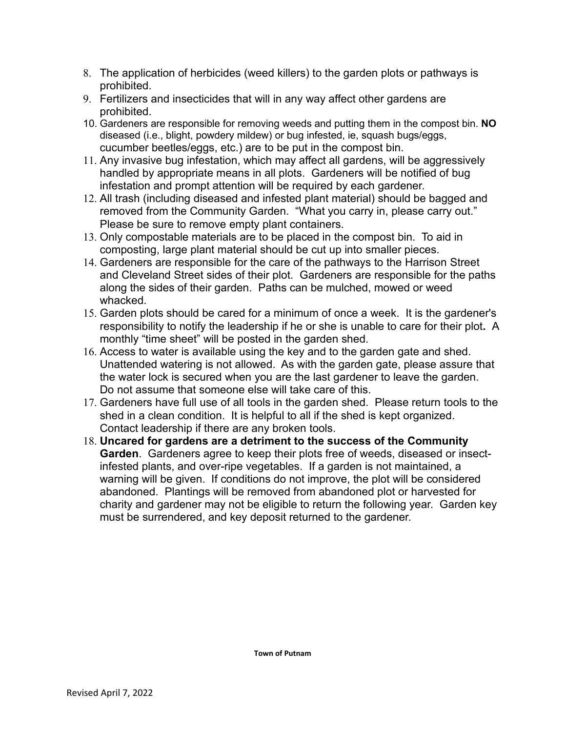8. The application of herbicides (weed killers) to the garden plots or pathways is prohibited.
9. Fertilizers and insecticides that will in any way affect other gardens are prohibited.
10. Gardeners are responsible for removing weeds and putting them in the compost bin. **NO** diseased (i.e., blight, powdery mildew) or bug infested, ie, squash bugs/eggs, cucumber beetles/eggs, etc.) are to be put in the compost bin.
11. Any invasive bug infestation, which may affect all gardens, will be aggressively handled by appropriate means in all plots. Gardeners will be notified of bug infestation and prompt attention will be required by each gardener.
12. All trash (including diseased and infested plant material) should be bagged and removed from the Community Garden. "What you carry in, please carry out." Please be sure to remove empty plant containers.
13. Only compostable materials are to be placed in the compost bin. To aid in composting, large plant material should be cut up into smaller pieces.
14. Gardeners are responsible for the care of the pathways to the Harrison Street and Cleveland Street sides of their plot. Gardeners are responsible for the paths along the sides of their garden. Paths can be mulched, mowed or weed whacked.
15. Garden plots should be cared for a minimum of once a week. It is the gardener's responsibility to notify the leadership if he or she is unable to care for their plot**.** A monthly "time sheet" will be posted in the garden shed.
16. Access to water is available using the key and to the garden gate and shed. Unattended watering is not allowed. As with the garden gate, please assure that the water lock is secured when you are the last gardener to leave the garden. Do not assume that someone else will take care of this.
17. Gardeners have full use of all tools in the garden shed. Please return tools to the shed in a clean condition. It is helpful to all if the shed is kept organized. Contact leadership if there are any broken tools.
18. **Uncared for gardens are a detriment to the success of the Community Garden**. Gardeners agree to keep their plots free of weeds, diseased or insect-infested plants, and over-ripe vegetables. If a garden is not maintained, a warning will be given. If conditions do not improve, the plot will be considered abandoned. Plantings will be removed from abandoned plot or harvested for charity and gardener may not be eligible to return the following year. Garden key must be surrendered, and key deposit returned to the gardener.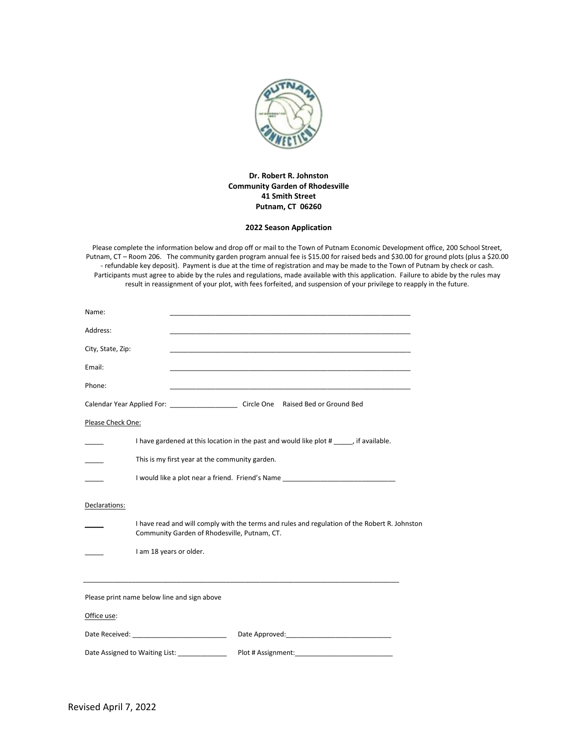**Dr. Robert R. Johnston**
**Community Garden of Rhodesville**
**41 Smith Street**
**Putnam, CT 06260**

**2022 Season Application**

Please complete the information below and drop off or mail to the Town of Putnam Economic Development office, 200 School Street, Putnam, CT – Room 206. The community garden program annual fee is $15.00 for raised beds and $30.00 for ground plots (plus a $20.00 - refundable key deposit). Payment is due at the time of registration and may be made to the Town of Putnam by check or cash. Participants must agree to abide by the rules and regulations, made available with this application. Failure to abide by the rules may result in reassignment of your plot, with fees forfeited, and suspension of your privilege to reapply in the future.

Name: ________________________________________________________________

Address: ________________________________________________________________

City, State, Zip: ________________________________________________________________

Email: ________________________________________________________________

Phone: ________________________________________________________________

Calendar Year Applied For: __________________ Circle One Raised Bed or Ground Bed

Please Check One:

_____ I have gardened at this location in the past and would like plot # _____, if available.

_____ This is my first year at the community garden.

_____ I would like a plot near a friend. Friend's Name ______________________________

Declarations:

_____ I have read and will comply with the terms and rules and regulation of the Robert R. Johnston Community Garden of Rhodesville, Putnam, CT.

_____ I am 18 years or older.

___________________________________________________________________________________

Please print name below line and sign above

Office use:

Date Received: _________________________ Date Approved:____________________________

Date Assigned to Waiting List: _____________ Plot # Assignment:__________________________

Revised April 7, 2022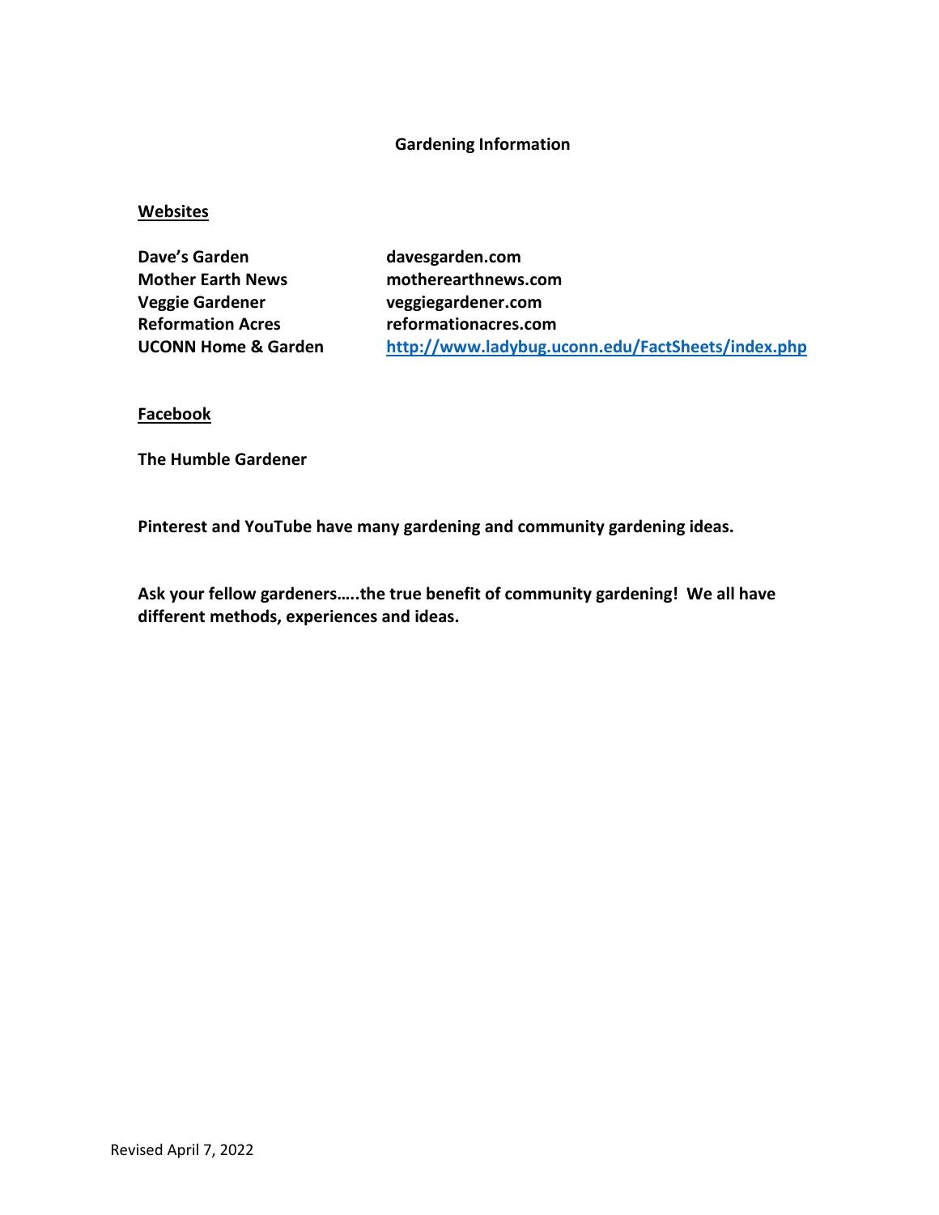# Gardening Information

## Websites

| | |
|---|---|
| **Dave's Garden** | **davesgarden.com** |
| **Mother Earth News** | **motherearthnews.com** |
| **Veggie Gardener** | **veggiegardener.com** |
| **Reformation Acres** | **reformationacres.com** |
| **UCONN Home & Garden** | **http://www.ladybug.uconn.edu/FactSheets/index.php** |

## Facebook

**The Humble Gardener**

**Pinterest and YouTube have many gardening and community gardening ideas.**

**Ask your fellow gardeners…..the true benefit of community gardening! We all have different methods, experiences and ideas.**

Revised April 7, 2022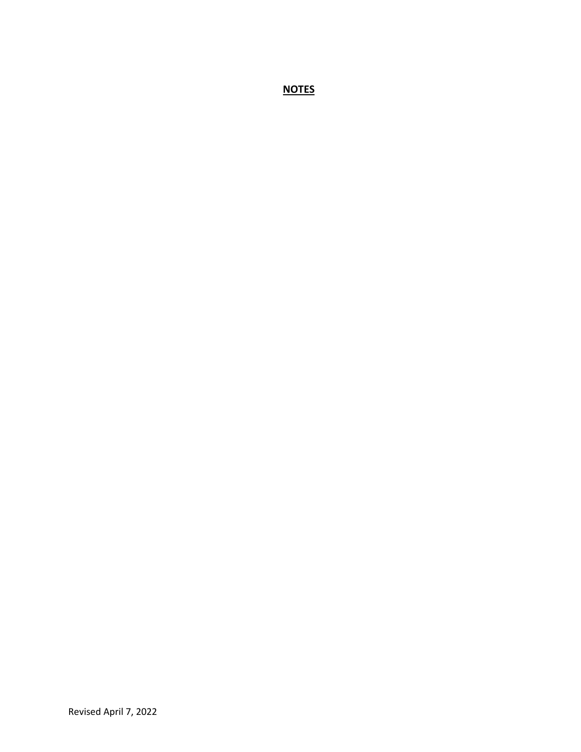**NOTES**

Revised April 7, 2022